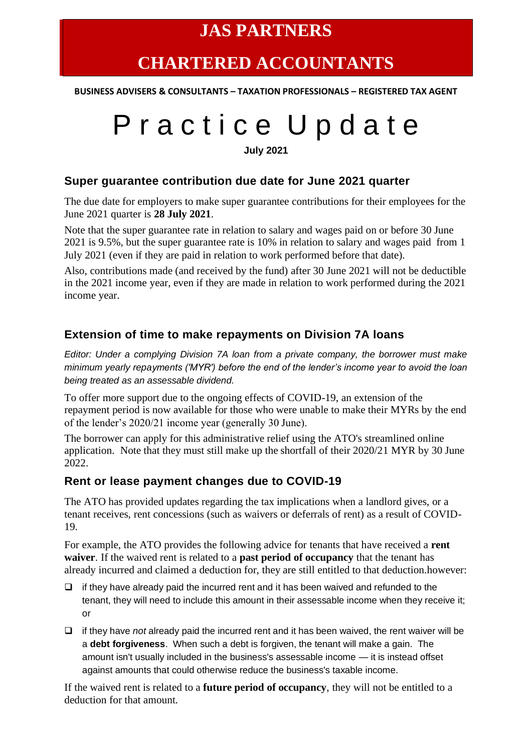# JAS PARTNERS

# CHARTERED ACCOUNTANTS

**BUSINESS ADVISERS & CONSULTANTS – TAXATION PROFESSIONALS – REGISTERED TAX AGENT**

# Practice Update

**July 2021**

## Super guarantee contribution due date for June 2021 quarter

The due date for employers to make super guarantee contributions for their employees for the June 2021 quarter is **28 July 2021**.

Note that the super guarantee rate in relation to salary and wages paid on or before 30 June 2021 is 9.5%, but the super guarantee rate is 10% in relation to salary and wages paid from 1 July 2021 (even if they are paid in relation to work performed before that date).

Also, contributions made (and received by the fund) after 30 June 2021 will not be deductible in the 2021 income year, even if they are made in relation to work performed during the 2021 income year.

## Extension of time to make repayments on Division 7A loans

*Editor: Under a complying Division 7A loan from a private company, the borrower must make minimum yearly repayments ('MYR') before the end of the lender's income year to avoid the loan being treated as an assessable dividend.*

To offer more support due to the ongoing effects of COVID-19, an extension of the repayment period is now available for those who were unable to make their MYRs by the end of the lender's 2020/21 income year (generally 30 June).

The borrower can apply for this administrative relief using the ATO's streamlined online application. Note that they must still make up the shortfall of their 2020/21 MYR by 30 June 2022.

## Rent or lease payment changes due to COVID-19

The ATO has provided updates regarding the tax implications when a landlord gives, or a tenant receives, rent concessions (such as waivers or deferrals of rent) as a result of COVID-19.

For example, the ATO provides the following advice for tenants that have received a **rent waiver**. If the waived rent is related to a **past period of occupancy** that the tenant has already incurred and claimed a deduction for, they are still entitled to that deduction.however:

- if they have already paid the incurred rent and it has been waived and refunded to the tenant, they will need to include this amount in their assessable income when they receive it; or
- if they have *not* already paid the incurred rent and it has been waived, the rent waiver will be a **debt forgiveness**. When such a debt is forgiven, the tenant will make a gain. The amount isn't usually included in the business's assessable income — it is instead offset against amounts that could otherwise reduce the business's taxable income.

If the waived rent is related to a **future period of occupancy**, they will not be entitled to a deduction for that amount.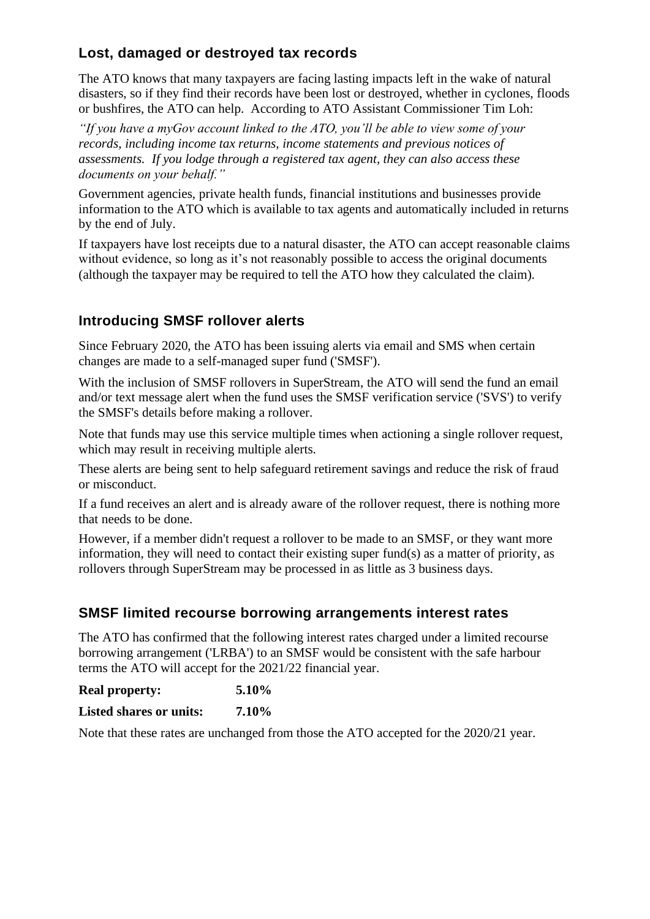## Lost, damaged or destroyed tax records

The ATO knows that many taxpayers are facing lasting impacts left in the wake of natural disasters, so if they find their records have been lost or destroyed, whether in cyclones, floods or bushfires, the ATO can help. According to ATO Assistant Commissioner Tim Loh:

*"If you have a myGov account linked to the ATO, you'll be able to view some of your records, including income tax returns, income statements and previous notices of assessments. If you lodge through a registered tax agent, they can also access these documents on your behalf."*

Government agencies, private health funds, financial institutions and businesses provide information to the ATO which is available to tax agents and automatically included in returns by the end of July.

If taxpayers have lost receipts due to a natural disaster, the ATO can accept reasonable claims without evidence, so long as it's not reasonably possible to access the original documents (although the taxpayer may be required to tell the ATO how they calculated the claim).

## Introducing SMSF rollover alerts

Since February 2020, the ATO has been issuing alerts via email and SMS when certain changes are made to a self-managed super fund ('SMSF').

With the inclusion of SMSF rollovers in SuperStream, the ATO will send the fund an email and/or text message alert when the fund uses the SMSF verification service ('SVS') to verify the SMSF's details before making a rollover.

Note that funds may use this service multiple times when actioning a single rollover request, which may result in receiving multiple alerts.

These alerts are being sent to help safeguard retirement savings and reduce the risk of fraud or misconduct.

If a fund receives an alert and is already aware of the rollover request, there is nothing more that needs to be done.

However, if a member didn't request a rollover to be made to an SMSF, or they want more information, they will need to contact their existing super fund(s) as a matter of priority, as rollovers through SuperStream may be processed in as little as 3 business days.

## SMSF limited recourse borrowing arrangements interest rates

The ATO has confirmed that the following interest rates charged under a limited recourse borrowing arrangement ('LRBA') to an SMSF would be consistent with the safe harbour terms the ATO will accept for the 2021/22 financial year.

**Real property:** **5.10%**

**Listed shares or units:** **7.10%**

Note that these rates are unchanged from those the ATO accepted for the 2020/21 year.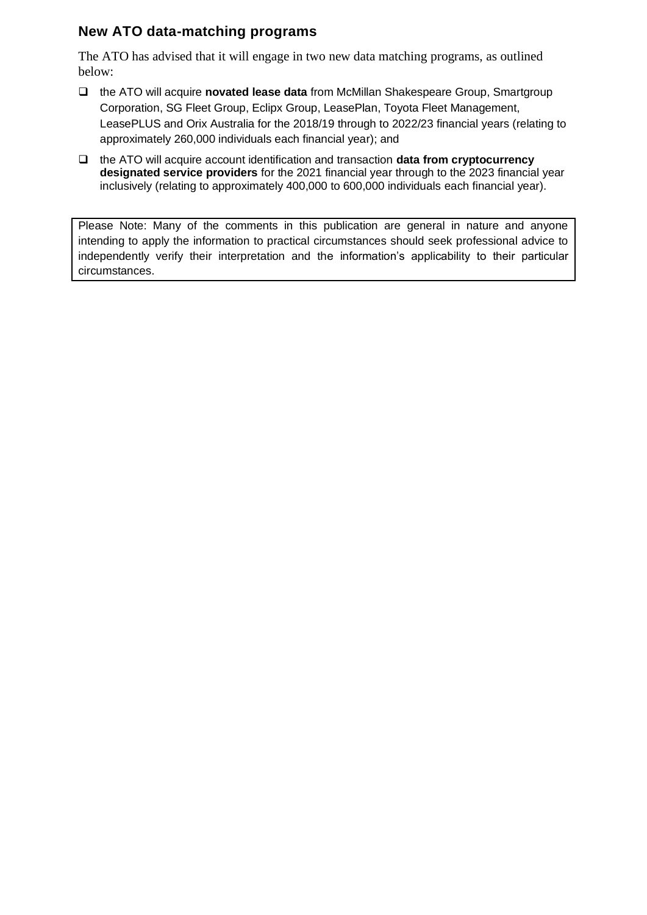## New ATO data-matching programs

The ATO has advised that it will engage in two new data matching programs, as outlined below:

- the ATO will acquire **novated lease data** from McMillan Shakespeare Group, Smartgroup Corporation, SG Fleet Group, Eclipx Group, LeasePlan, Toyota Fleet Management, LeasePLUS and Orix Australia for the 2018/19 through to 2022/23 financial years (relating to approximately 260,000 individuals each financial year); and
- the ATO will acquire account identification and transaction **data from cryptocurrency designated service providers** for the 2021 financial year through to the 2023 financial year inclusively (relating to approximately 400,000 to 600,000 individuals each financial year).

Please Note: Many of the comments in this publication are general in nature and anyone intending to apply the information to practical circumstances should seek professional advice to independently verify their interpretation and the information's applicability to their particular circumstances.